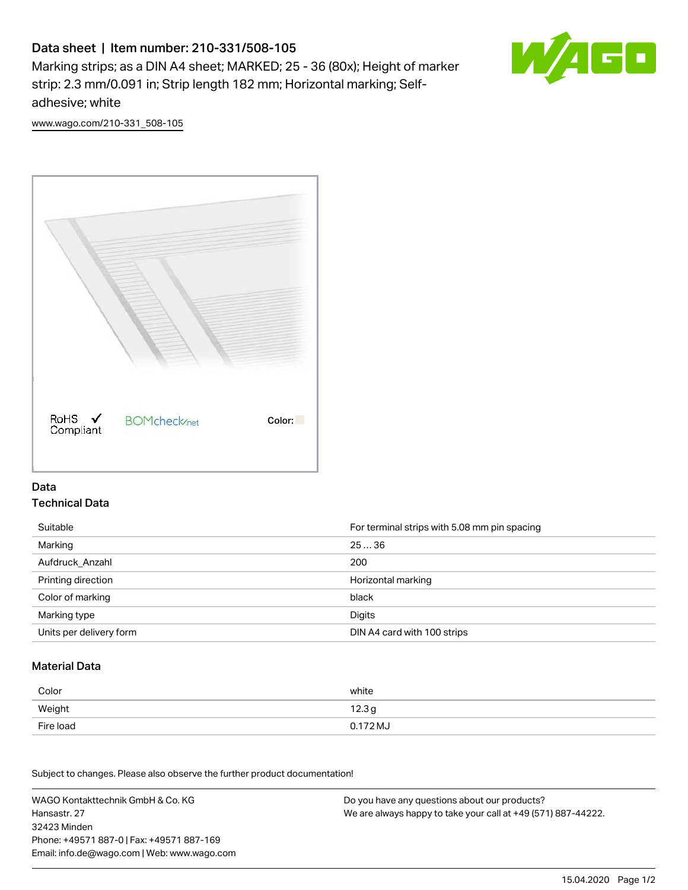# Data sheet | Item number: 210-331/508-105

Marking strips; as a DIN A4 sheet; MARKED; 25 - 36 (80x); Height of marker strip: 2.3 mm/0.091 in; Strip length 182 mm; Horizontal marking; Self-adhesive; white

www.wago.com/210-331_508-105

RoHS ✓ Compliant BOMcheck.net Color:

## Data

### Technical Data

| | |
|---|---|
| Suitable | For terminal strips with 5.08 mm pin spacing |
| Marking | 25 … 36 |
| Aufdruck_Anzahl | 200 |
| Printing direction | Horizontal marking |
| Color of marking | black |
| Marking type | Digits |
| Units per delivery form | DIN A4 card with 100 strips |

### Material Data

| | |
|---|---|
| Color | white |
| Weight | 12.3 g |
| Fire load | 0.172 MJ |

Subject to changes. Please also observe the further product documentation!

WAGO Kontakttechnik GmbH & Co. KG
Hansastr. 27
32423 Minden
Phone: +49571 887-0 | Fax: +49571 887-169
Email: info.de@wago.com | Web: www.wago.com

Do you have any questions about our products?
We are always happy to take your call at +49 (571) 887-44222.

15.04.2020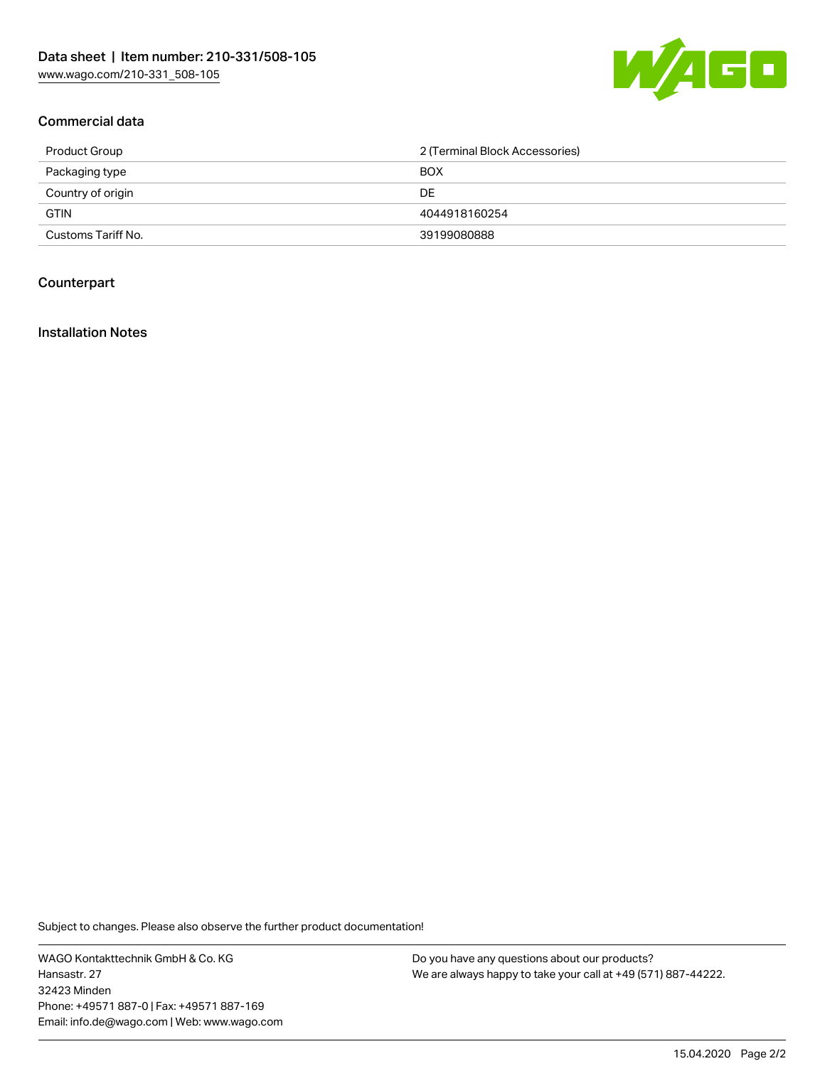## Commercial data

| | |
|---|---|
| Product Group | 2 (Terminal Block Accessories) |
| Packaging type | BOX |
| Country of origin | DE |
| GTIN | 4044918160254 |
| Customs Tariff No. | 39199080888 |

## Counterpart

## Installation Notes

Subject to changes. Please also observe the further product documentation!

WAGO Kontakttechnik GmbH & Co. KG
Hansastr. 27
32423 Minden
Phone: +49571 887-0 | Fax: +49571 887-169
Email: info.de@wago.com | Web: www.wago.com

Do you have any questions about our products?
We are always happy to take your call at +49 (571) 887-44222.